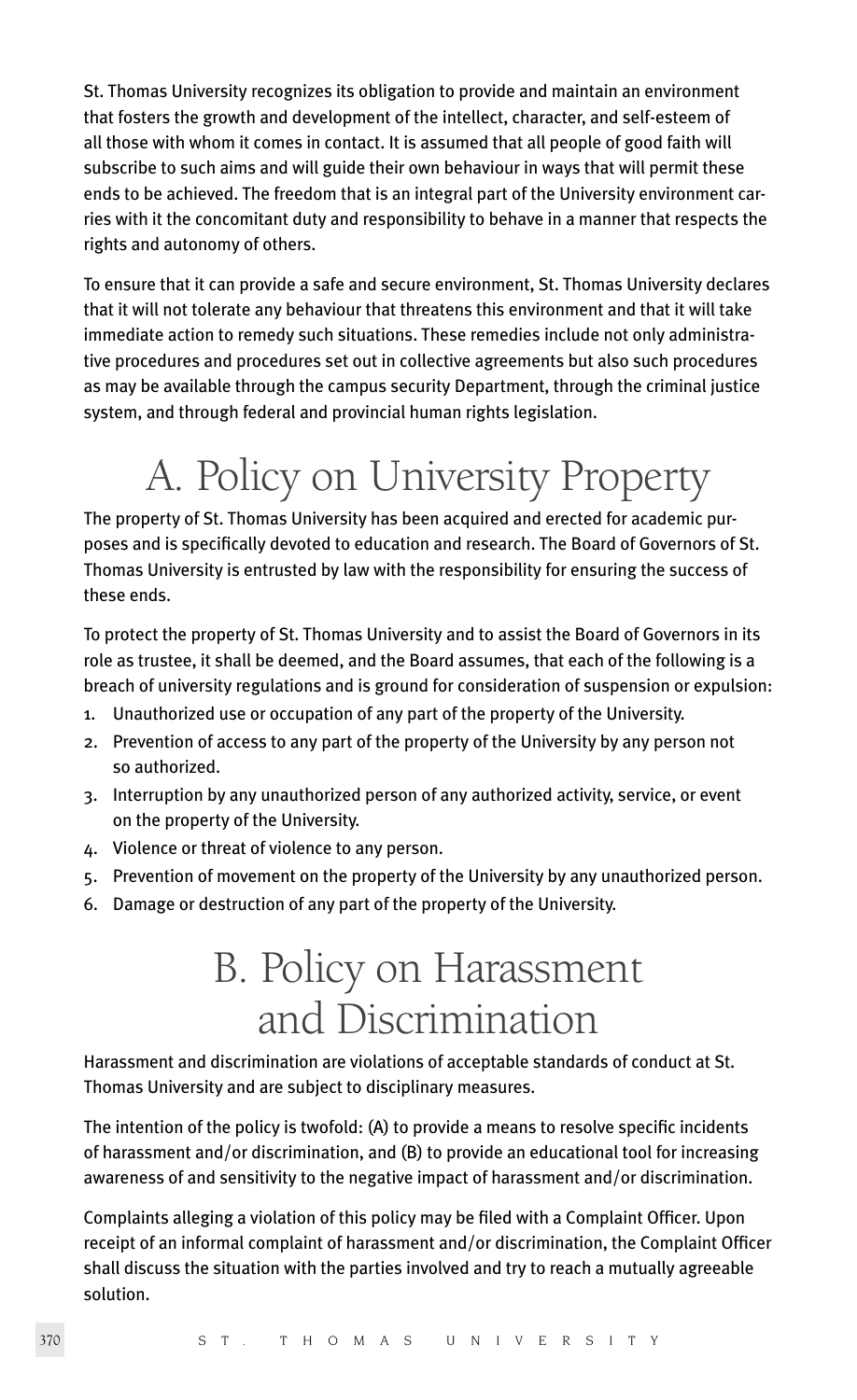St. Thomas University recognizes its obligation to provide and maintain an environment that fosters the growth and development of the intellect, character, and self-esteem of all those with whom it comes in contact. It is assumed that all people of good faith will subscribe to such aims and will guide their own behaviour in ways that will permit these ends to be achieved. The freedom that is an integral part of the University environment carries with it the concomitant duty and responsibility to behave in a manner that respects the rights and autonomy of others.

To ensure that it can provide a safe and secure environment, St. Thomas University declares that it will not tolerate any behaviour that threatens this environment and that it will take immediate action to remedy such situations. These remedies include not only administrative procedures and procedures set out in collective agreements but also such procedures as may be available through the campus security Department, through the criminal justice system, and through federal and provincial human rights legislation.

# A. Policy on University Property

The property of St. Thomas University has been acquired and erected for academic purposes and is specifically devoted to education and research. The Board of Governors of St. Thomas University is entrusted by law with the responsibility for ensuring the success of these ends.

To protect the property of St. Thomas University and to assist the Board of Governors in its role as trustee, it shall be deemed, and the Board assumes, that each of the following is a breach of university regulations and is ground for consideration of suspension or expulsion:

1. Unauthorized use or occupation of any part of the property of the University.
2. Prevention of access to any part of the property of the University by any person not so authorized.
3. Interruption by any unauthorized person of any authorized activity, service, or event on the property of the University.
4. Violence or threat of violence to any person.
5. Prevention of movement on the property of the University by any unauthorized person.
6. Damage or destruction of any part of the property of the University.

# B. Policy on Harassment and Discrimination

Harassment and discrimination are violations of acceptable standards of conduct at St. Thomas University and are subject to disciplinary measures.

The intention of the policy is twofold: (A) to provide a means to resolve specific incidents of harassment and/or discrimination, and (B) to provide an educational tool for increasing awareness of and sensitivity to the negative impact of harassment and/or discrimination.

Complaints alleging a violation of this policy may be filed with a Complaint Officer. Upon receipt of an informal complaint of harassment and/or discrimination, the Complaint Officer shall discuss the situation with the parties involved and try to reach a mutually agreeable solution.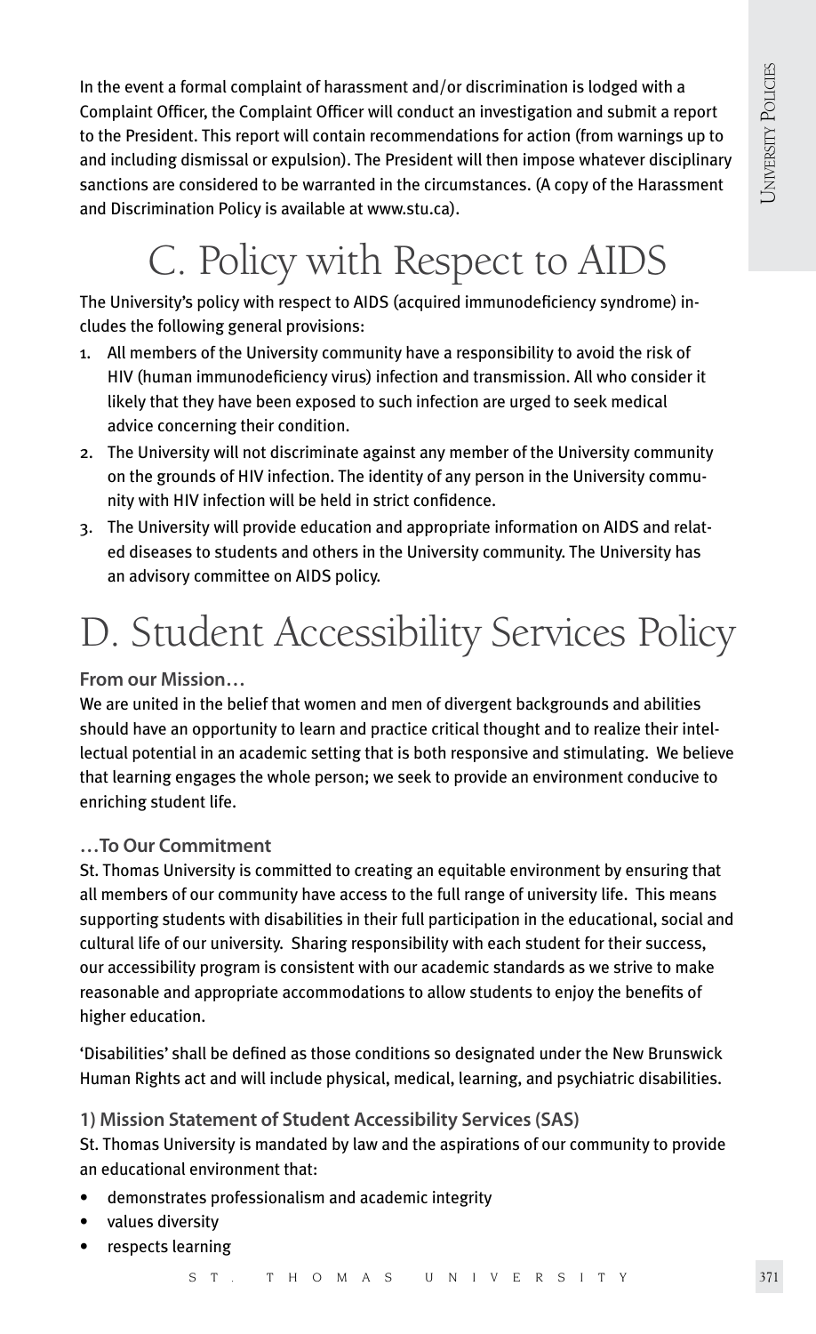In the event a formal complaint of harassment and/or discrimination is lodged with a Complaint Officer, the Complaint Officer will conduct an investigation and submit a report to the President. This report will contain recommendations for action (from warnings up to and including dismissal or expulsion). The President will then impose whatever disciplinary sanctions are considered to be warranted in the circumstances. (A copy of the Harassment and Discrimination Policy is available at www.stu.ca).

# C. Policy with Respect to AIDS

The University's policy with respect to AIDS (acquired immunodeficiency syndrome) includes the following general provisions:

1. All members of the University community have a responsibility to avoid the risk of HIV (human immunodeficiency virus) infection and transmission. All who consider it likely that they have been exposed to such infection are urged to seek medical advice concerning their condition.
2. The University will not discriminate against any member of the University community on the grounds of HIV infection. The identity of any person in the University community with HIV infection will be held in strict confidence.
3. The University will provide education and appropriate information on AIDS and related diseases to students and others in the University community. The University has an advisory committee on AIDS policy.

# D. Student Accessibility Services Policy

### From our Mission…

We are united in the belief that women and men of divergent backgrounds and abilities should have an opportunity to learn and practice critical thought and to realize their intellectual potential in an academic setting that is both responsive and stimulating. We believe that learning engages the whole person; we seek to provide an environment conducive to enriching student life.

### …To Our Commitment

St. Thomas University is committed to creating an equitable environment by ensuring that all members of our community have access to the full range of university life. This means supporting students with disabilities in their full participation in the educational, social and cultural life of our university. Sharing responsibility with each student for their success, our accessibility program is consistent with our academic standards as we strive to make reasonable and appropriate accommodations to allow students to enjoy the benefits of higher education.

'Disabilities' shall be defined as those conditions so designated under the New Brunswick Human Rights act and will include physical, medical, learning, and psychiatric disabilities.

### 1) Mission Statement of Student Accessibility Services (SAS)

St. Thomas University is mandated by law and the aspirations of our community to provide an educational environment that:

- demonstrates professionalism and academic integrity
- values diversity
- respects learning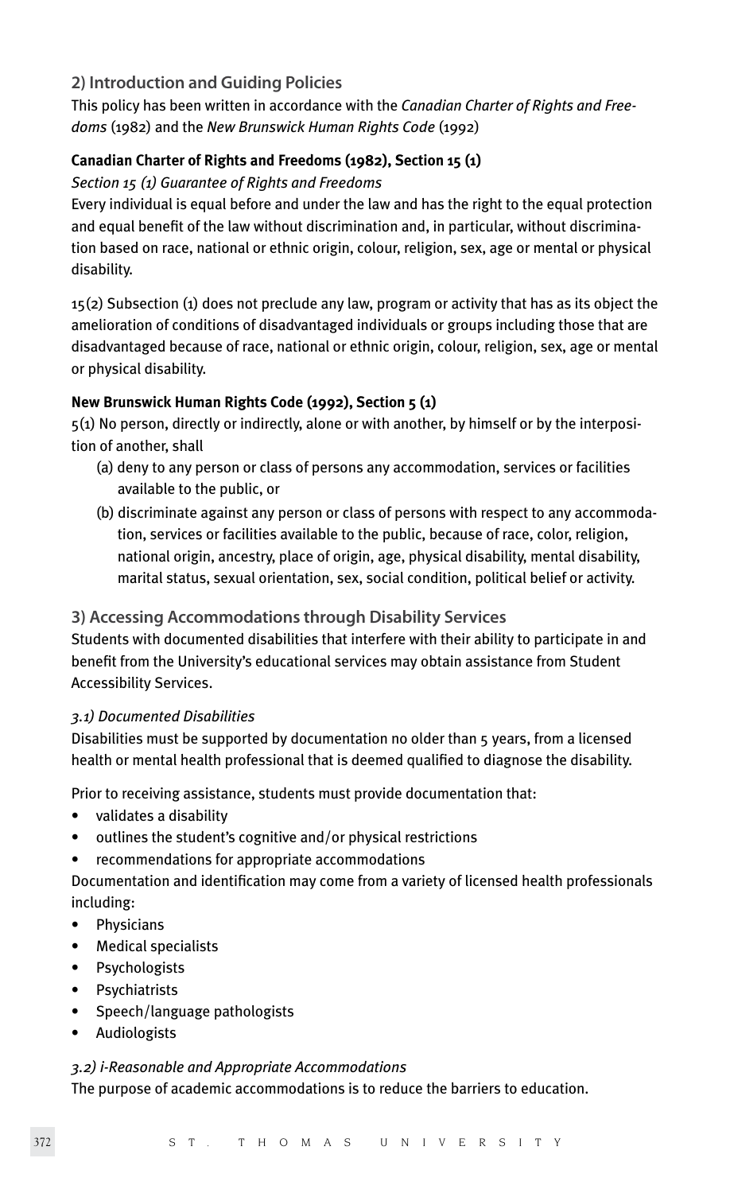## 2) Introduction and Guiding Policies

This policy has been written in accordance with the *Canadian Charter of Rights and Freedoms* (1982) and the *New Brunswick Human Rights Code* (1992)

**Canadian Charter of Rights and Freedoms (1982), Section 15 (1)**

*Section 15 (1) Guarantee of Rights and Freedoms*

Every individual is equal before and under the law and has the right to the equal protection and equal benefit of the law without discrimination and, in particular, without discrimination based on race, national or ethnic origin, colour, religion, sex, age or mental or physical disability.

15(2) Subsection (1) does not preclude any law, program or activity that has as its object the amelioration of conditions of disadvantaged individuals or groups including those that are disadvantaged because of race, national or ethnic origin, colour, religion, sex, age or mental or physical disability.

**New Brunswick Human Rights Code (1992), Section 5 (1)**

5(1) No person, directly or indirectly, alone or with another, by himself or by the interposition of another, shall

(a) deny to any person or class of persons any accommodation, services or facilities available to the public, or

(b) discriminate against any person or class of persons with respect to any accommodation, services or facilities available to the public, because of race, color, religion, national origin, ancestry, place of origin, age, physical disability, mental disability, marital status, sexual orientation, sex, social condition, political belief or activity.

## 3) Accessing Accommodations through Disability Services

Students with documented disabilities that interfere with their ability to participate in and benefit from the University's educational services may obtain assistance from Student Accessibility Services.

*3.1) Documented Disabilities*

Disabilities must be supported by documentation no older than 5 years, from a licensed health or mental health professional that is deemed qualified to diagnose the disability.

Prior to receiving assistance, students must provide documentation that:

- validates a disability
- outlines the student's cognitive and/or physical restrictions
- recommendations for appropriate accommodations

Documentation and identification may come from a variety of licensed health professionals including:

- Physicians
- Medical specialists
- Psychologists
- Psychiatrists
- Speech/language pathologists
- Audiologists

*3.2) i-Reasonable and Appropriate Accommodations*

The purpose of academic accommodations is to reduce the barriers to education.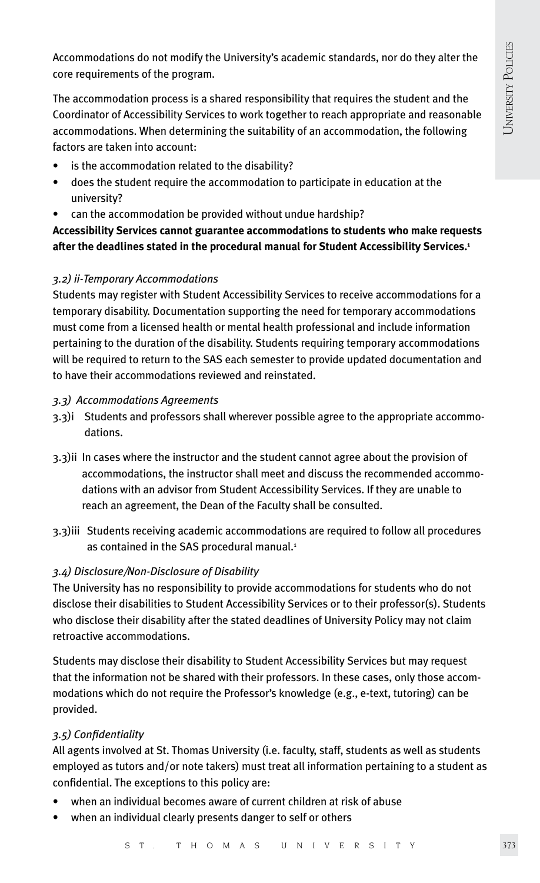Accommodations do not modify the University's academic standards, nor do they alter the core requirements of the program.

The accommodation process is a shared responsibility that requires the student and the Coordinator of Accessibility Services to work together to reach appropriate and reasonable accommodations. When determining the suitability of an accommodation, the following factors are taken into account:

- is the accommodation related to the disability?
- does the student require the accommodation to participate in education at the university?
- can the accommodation be provided without undue hardship?

**Accessibility Services cannot guarantee accommodations to students who make requests after the deadlines stated in the procedural manual for Student Accessibility Services.[1]**

*3.2) ii-Temporary Accommodations*

Students may register with Student Accessibility Services to receive accommodations for a temporary disability. Documentation supporting the need for temporary accommodations must come from a licensed health or mental health professional and include information pertaining to the duration of the disability. Students requiring temporary accommodations will be required to return to the SAS each semester to provide updated documentation and to have their accommodations reviewed and reinstated.

*3.3) Accommodations Agreements*

3.3)i Students and professors shall wherever possible agree to the appropriate accommodations.

3.3)ii In cases where the instructor and the student cannot agree about the provision of accommodations, the instructor shall meet and discuss the recommended accommodations with an advisor from Student Accessibility Services. If they are unable to reach an agreement, the Dean of the Faculty shall be consulted.

3.3)iii Students receiving academic accommodations are required to follow all procedures as contained in the SAS procedural manual.[1]

*3.4) Disclosure/Non-Disclosure of Disability*

The University has no responsibility to provide accommodations for students who do not disclose their disabilities to Student Accessibility Services or to their professor(s). Students who disclose their disability after the stated deadlines of University Policy may not claim retroactive accommodations.

Students may disclose their disability to Student Accessibility Services but may request that the information not be shared with their professors. In these cases, only those accommodations which do not require the Professor's knowledge (e.g., e-text, tutoring) can be provided.

*3.5) Confidentiality*

All agents involved at St. Thomas University (i.e. faculty, staff, students as well as students employed as tutors and/or note takers) must treat all information pertaining to a student as confidential. The exceptions to this policy are:

- when an individual becomes aware of current children at risk of abuse
- when an individual clearly presents danger to self or others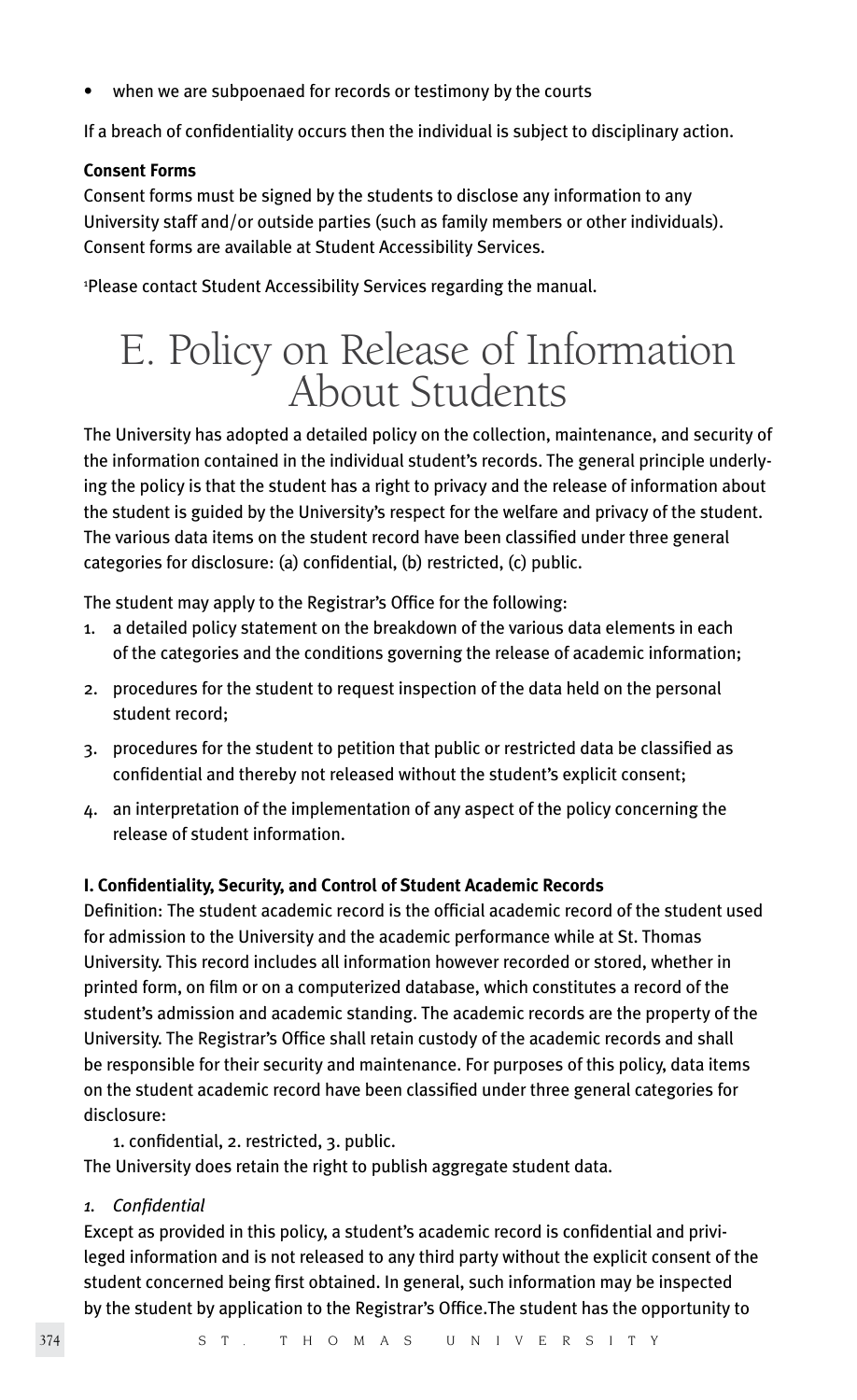- when we are subpoenaed for records or testimony by the courts

If a breach of confidentiality occurs then the individual is subject to disciplinary action.

**Consent Forms**
Consent forms must be signed by the students to disclose any information to any University staff and/or outside parties (such as family members or other individuals). Consent forms are available at Student Accessibility Services.

[1]Please contact Student Accessibility Services regarding the manual.

# E. Policy on Release of Information About Students

The University has adopted a detailed policy on the collection, maintenance, and security of the information contained in the individual student's records. The general principle underlying the policy is that the student has a right to privacy and the release of information about the student is guided by the University's respect for the welfare and privacy of the student. The various data items on the student record have been classified under three general categories for disclosure: (a) confidential, (b) restricted, (c) public.

The student may apply to the Registrar's Office for the following:

1. a detailed policy statement on the breakdown of the various data elements in each of the categories and the conditions governing the release of academic information;
2. procedures for the student to request inspection of the data held on the personal student record;
3. procedures for the student to petition that public or restricted data be classified as confidential and thereby not released without the student's explicit consent;
4. an interpretation of the implementation of any aspect of the policy concerning the release of student information.

**I. Confidentiality, Security, and Control of Student Academic Records**
Definition: The student academic record is the official academic record of the student used for admission to the University and the academic performance while at St. Thomas University. This record includes all information however recorded or stored, whether in printed form, on film or on a computerized database, which constitutes a record of the student's admission and academic standing. The academic records are the property of the University. The Registrar's Office shall retain custody of the academic records and shall be responsible for their security and maintenance. For purposes of this policy, data items on the student academic record have been classified under three general categories for disclosure:

1. confidential, 2. restricted, 3. public.

The University does retain the right to publish aggregate student data.

*1. Confidential*
Except as provided in this policy, a student's academic record is confidential and privileged information and is not released to any third party without the explicit consent of the student concerned being first obtained. In general, such information may be inspected by the student by application to the Registrar's Office.The student has the opportunity to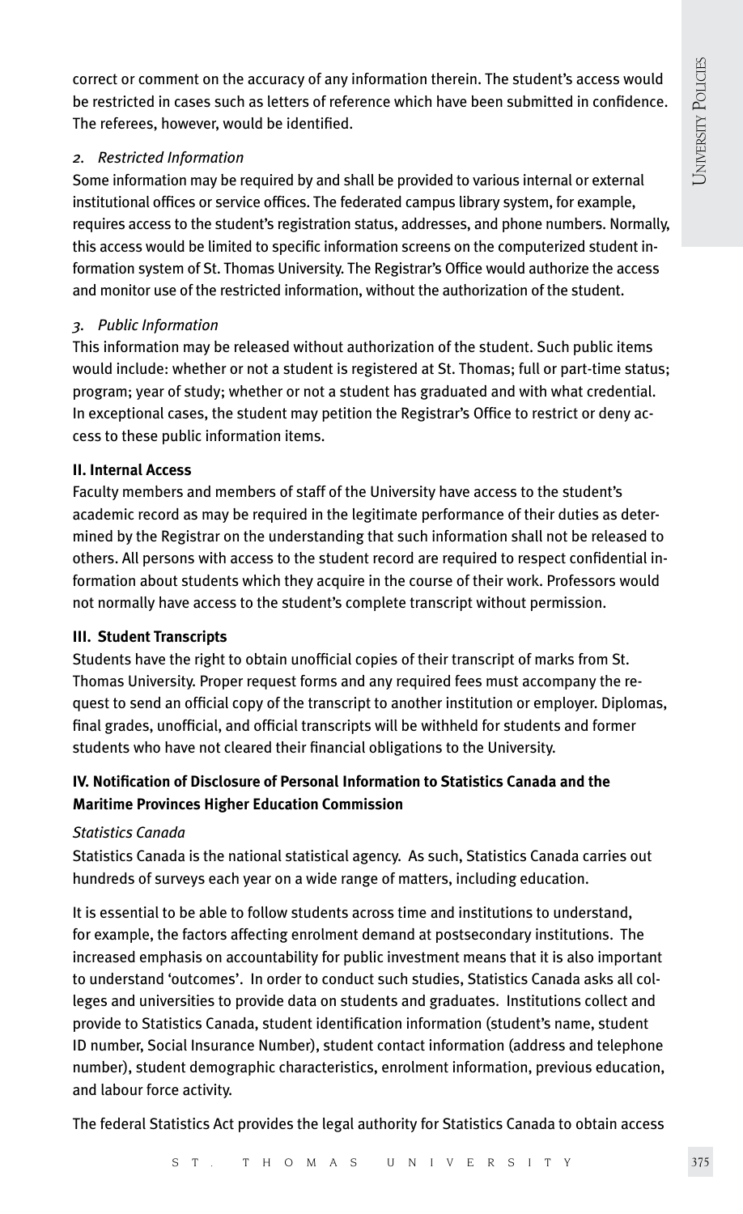correct or comment on the accuracy of any information therein. The student's access would be restricted in cases such as letters of reference which have been submitted in confidence. The referees, however, would be identified.

*2. Restricted Information*

Some information may be required by and shall be provided to various internal or external institutional offices or service offices. The federated campus library system, for example, requires access to the student's registration status, addresses, and phone numbers. Normally, this access would be limited to specific information screens on the computerized student information system of St. Thomas University. The Registrar's Office would authorize the access and monitor use of the restricted information, without the authorization of the student.

*3. Public Information*

This information may be released without authorization of the student. Such public items would include: whether or not a student is registered at St. Thomas; full or part-time status; program; year of study; whether or not a student has graduated and with what credential. In exceptional cases, the student may petition the Registrar's Office to restrict or deny access to these public information items.

**II. Internal Access**

Faculty members and members of staff of the University have access to the student's academic record as may be required in the legitimate performance of their duties as determined by the Registrar on the understanding that such information shall not be released to others. All persons with access to the student record are required to respect confidential information about students which they acquire in the course of their work. Professors would not normally have access to the student's complete transcript without permission.

**III. Student Transcripts**

Students have the right to obtain unofficial copies of their transcript of marks from St. Thomas University. Proper request forms and any required fees must accompany the request to send an official copy of the transcript to another institution or employer. Diplomas, final grades, unofficial, and official transcripts will be withheld for students and former students who have not cleared their financial obligations to the University.

**IV. Notification of Disclosure of Personal Information to Statistics Canada and the Maritime Provinces Higher Education Commission**

*Statistics Canada*

Statistics Canada is the national statistical agency. As such, Statistics Canada carries out hundreds of surveys each year on a wide range of matters, including education.

It is essential to be able to follow students across time and institutions to understand, for example, the factors affecting enrolment demand at postsecondary institutions. The increased emphasis on accountability for public investment means that it is also important to understand 'outcomes'. In order to conduct such studies, Statistics Canada asks all colleges and universities to provide data on students and graduates. Institutions collect and provide to Statistics Canada, student identification information (student's name, student ID number, Social Insurance Number), student contact information (address and telephone number), student demographic characteristics, enrolment information, previous education, and labour force activity.

The federal Statistics Act provides the legal authority for Statistics Canada to obtain access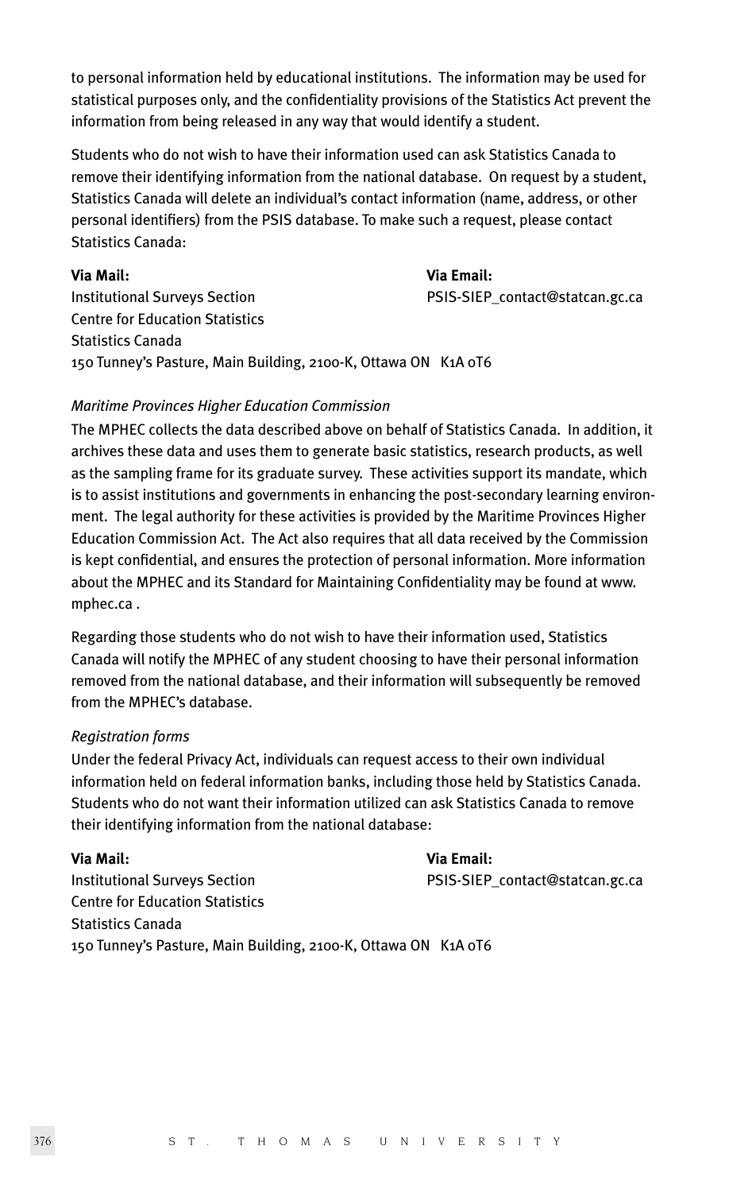to personal information held by educational institutions. The information may be used for statistical purposes only, and the confidentiality provisions of the Statistics Act prevent the information from being released in any way that would identify a student.

Students who do not wish to have their information used can ask Statistics Canada to remove their identifying information from the national database. On request by a student, Statistics Canada will delete an individual's contact information (name, address, or other personal identifiers) from the PSIS database. To make such a request, please contact Statistics Canada:

**Via Mail:**
Institutional Surveys Section
Centre for Education Statistics
Statistics Canada
150 Tunney's Pasture, Main Building, 2100-K, Ottawa ON K1A 0T6

**Via Email:**
PSIS-SIEP_contact@statcan.gc.ca

*Maritime Provinces Higher Education Commission*

The MPHEC collects the data described above on behalf of Statistics Canada. In addition, it archives these data and uses them to generate basic statistics, research products, as well as the sampling frame for its graduate survey. These activities support its mandate, which is to assist institutions and governments in enhancing the post-secondary learning environment. The legal authority for these activities is provided by the Maritime Provinces Higher Education Commission Act. The Act also requires that all data received by the Commission is kept confidential, and ensures the protection of personal information. More information about the MPHEC and its Standard for Maintaining Confidentiality may be found at www.mphec.ca .

Regarding those students who do not wish to have their information used, Statistics Canada will notify the MPHEC of any student choosing to have their personal information removed from the national database, and their information will subsequently be removed from the MPHEC's database.

*Registration forms*

Under the federal Privacy Act, individuals can request access to their own individual information held on federal information banks, including those held by Statistics Canada. Students who do not want their information utilized can ask Statistics Canada to remove their identifying information from the national database:

**Via Mail:**
Institutional Surveys Section
Centre for Education Statistics
Statistics Canada
150 Tunney's Pasture, Main Building, 2100-K, Ottawa ON K1A 0T6

**Via Email:**
PSIS-SIEP_contact@statcan.gc.ca